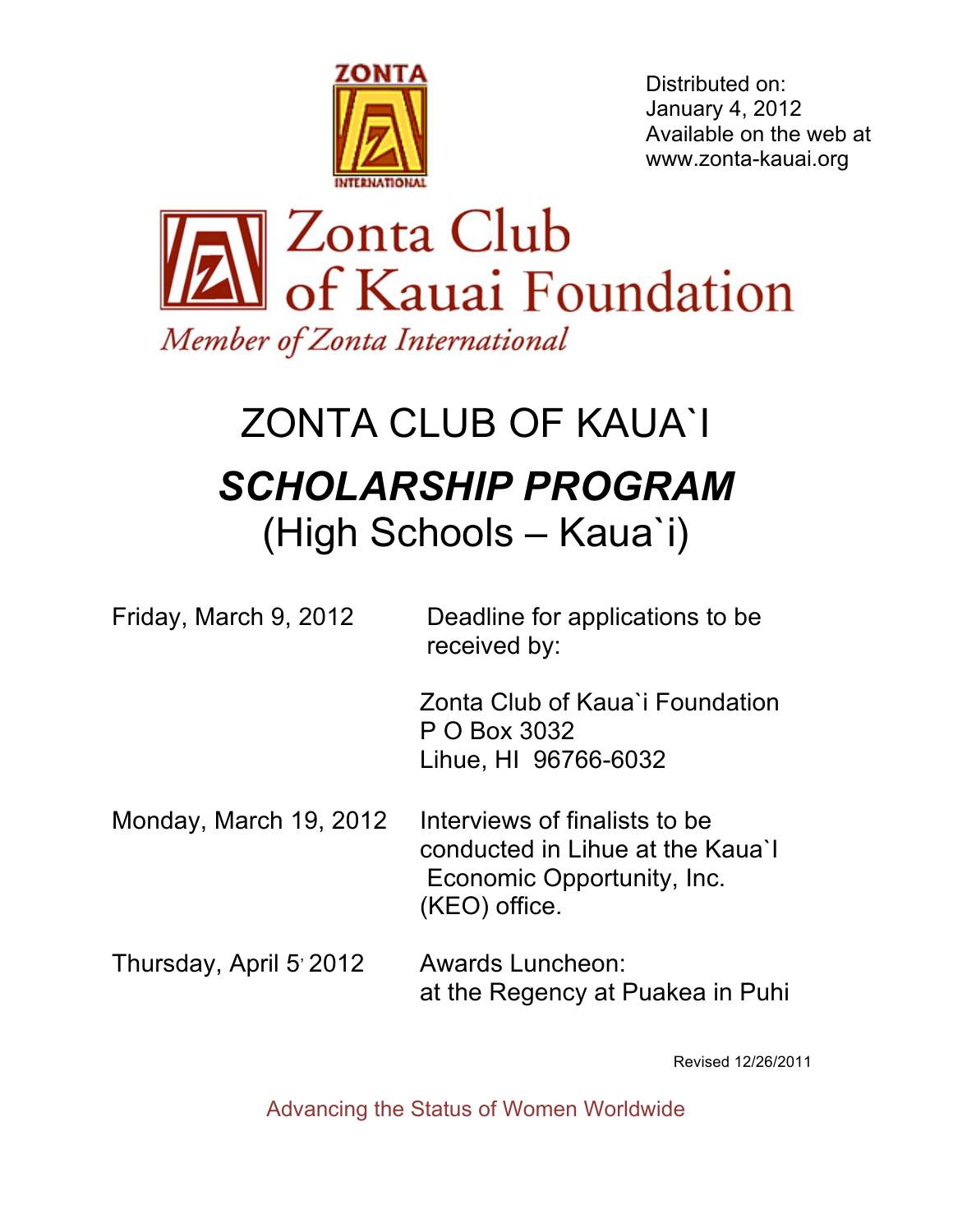ZONTA INTERNATIONAL

Distributed on:
January 4, 2012
Available on the web at
www.zonta-kauai.org

# Zonta Club of Kauai Foundation

*Member of Zonta International*

# ZONTA CLUB OF KAUA`I

# *SCHOLARSHIP PROGRAM*

## (High Schools – Kaua`i)

| | |
|---|---|
| Friday, March 9, 2012 | Deadline for applications to be received by:<br><br>Zonta Club of Kaua`i Foundation<br>P O Box 3032<br>Lihue, HI 96766-6032 |
| Monday, March 19, 2012 | Interviews of finalists to be conducted in Lihue at the Kaua`I Economic Opportunity, Inc. (KEO) office. |
| Thursday, April 5, 2012 | Awards Luncheon:<br>at the Regency at Puakea in Puhi |

Revised 12/26/2011

Advancing the Status of Women Worldwide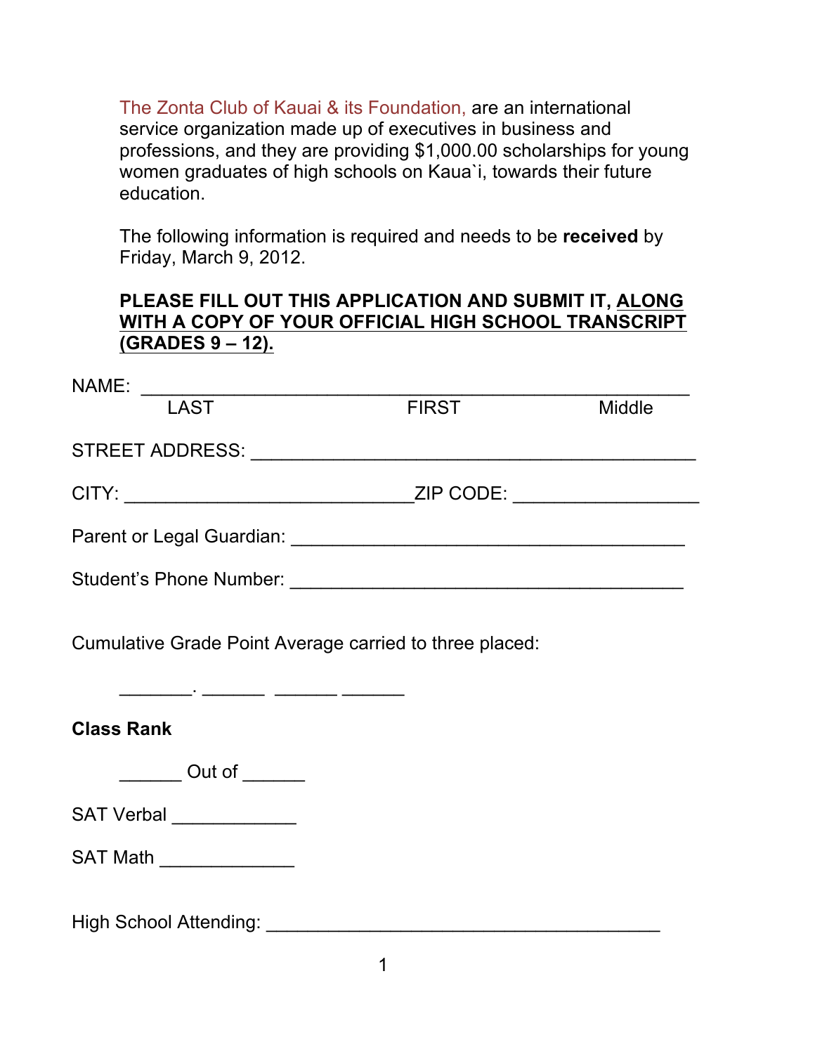The Zonta Club of Kauai & its Foundation, are an international service organization made up of executives in business and professions, and they are providing $1,000.00 scholarships for young women graduates of high schools on Kaua`i, towards their future education.

The following information is required and needs to be **received** by Friday, March 9, 2012.

**PLEASE FILL OUT THIS APPLICATION AND SUBMIT IT, ALONG WITH A COPY OF YOUR OFFICIAL HIGH SCHOOL TRANSCRIPT (GRADES 9 – 12).**

NAME: ___________________________________________________
LAST FIRST Middle

STREET ADDRESS: ___________________________________________

CITY: ___________________________ZIP CODE: _________________

Parent or Legal Guardian: _____________________________________

Student's Phone Number: _____________________________________

Cumulative Grade Point Average carried to three placed:

_______. ______ ______ ______

**Class Rank**

______ Out of ______

SAT Verbal ____________

SAT Math _____________

High School Attending: _____________________________________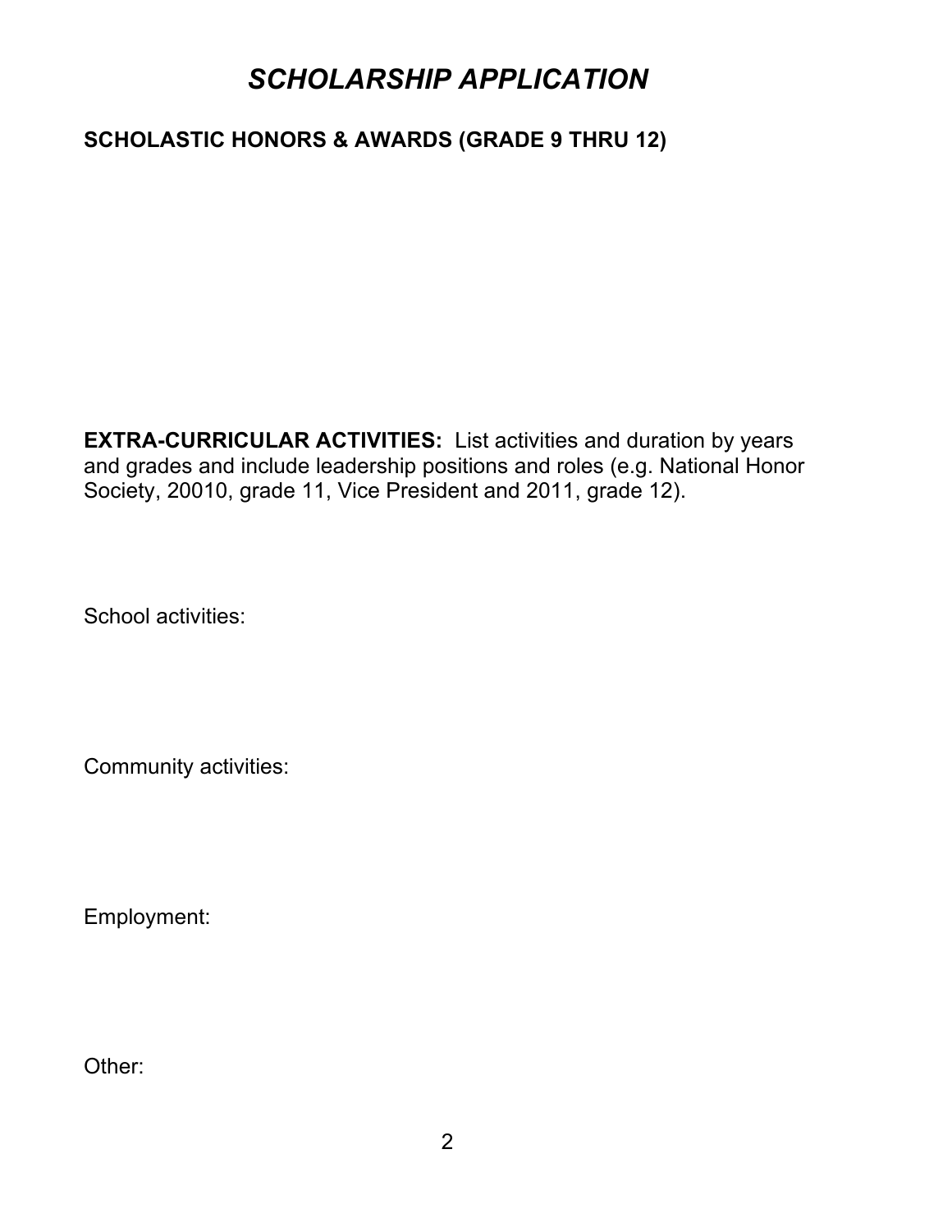# *SCHOLARSHIP APPLICATION*

**SCHOLASTIC HONORS & AWARDS (GRADE 9 THRU 12)**

**EXTRA-CURRICULAR ACTIVITIES:** List activities and duration by years and grades and include leadership positions and roles (e.g. National Honor Society, 20010, grade 11, Vice President and 2011, grade 12).

School activities:

Community activities:

Employment:

Other: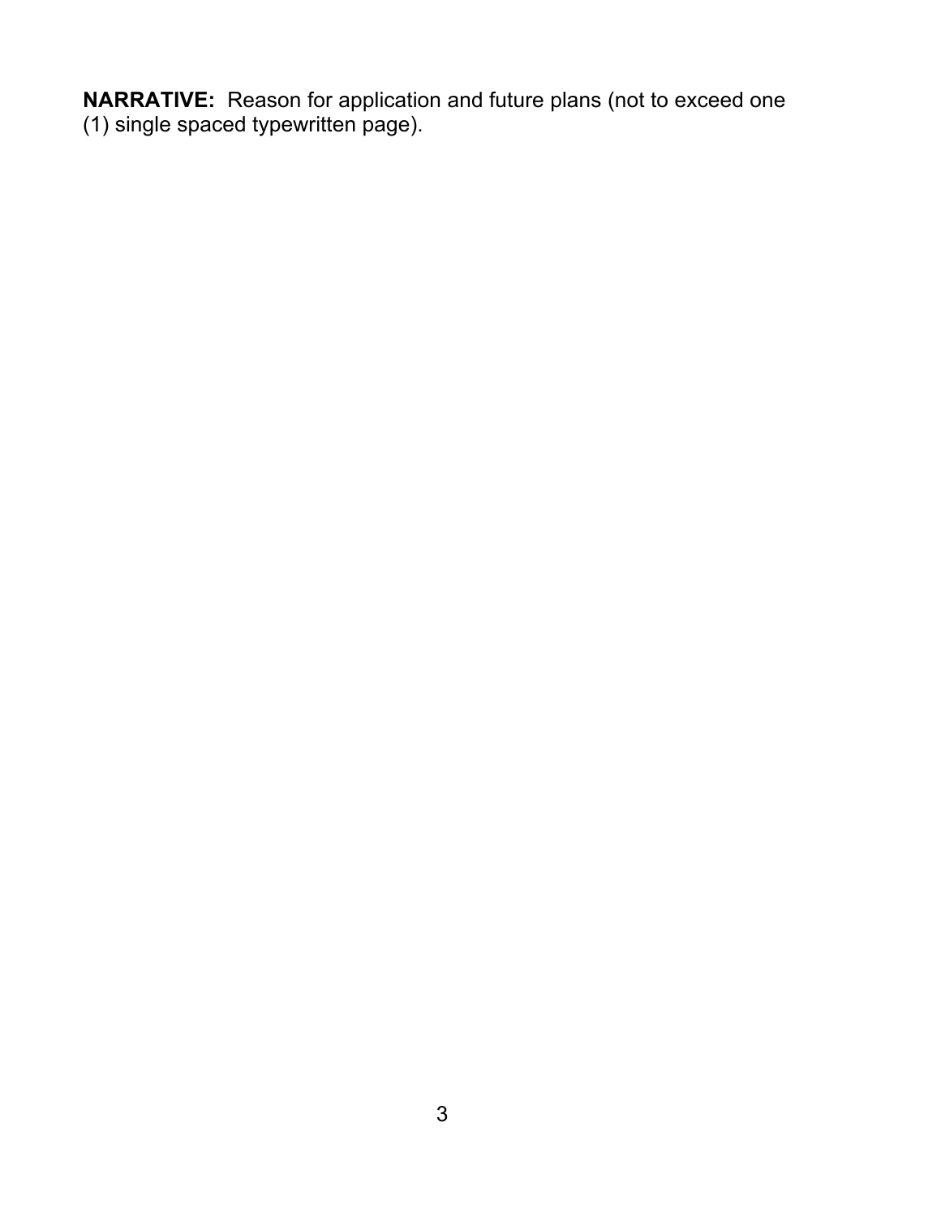**NARRATIVE:** Reason for application and future plans (not to exceed one (1) single spaced typewritten page).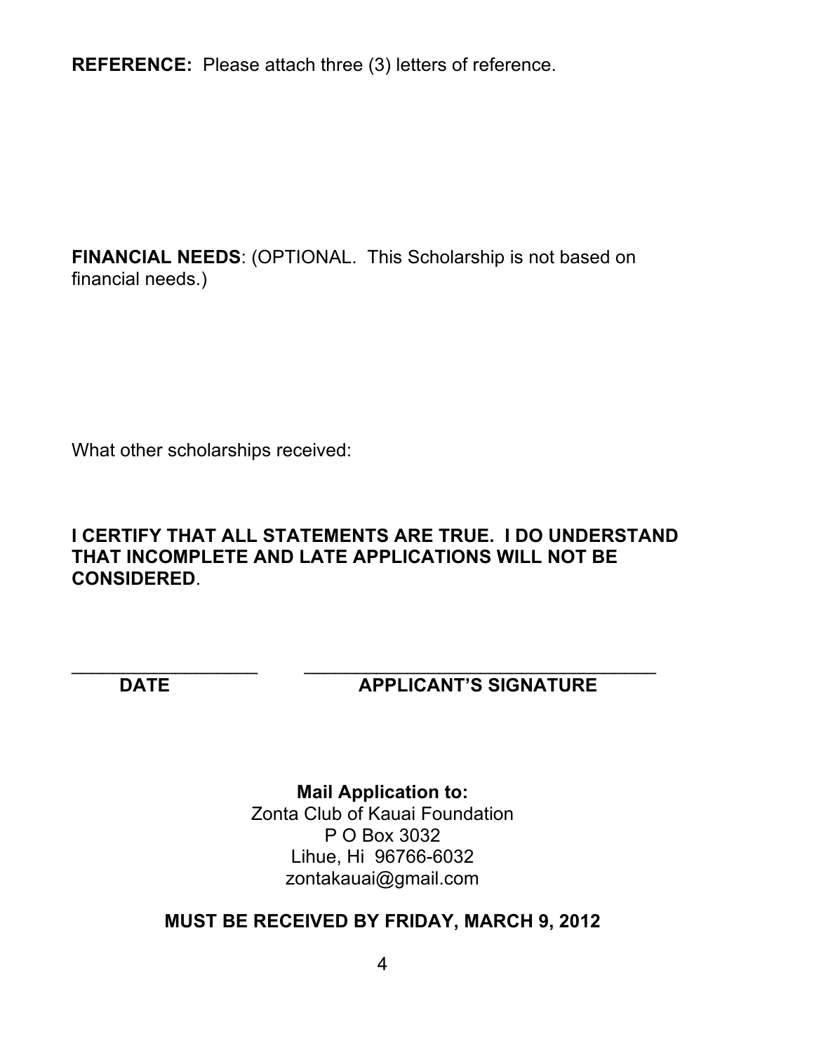**REFERENCE:** Please attach three (3) letters of reference.

**FINANCIAL NEEDS**: (OPTIONAL. This Scholarship is not based on financial needs.)

What other scholarships received:

**I CERTIFY THAT ALL STATEMENTS ARE TRUE. I DO UNDERSTAND THAT INCOMPLETE AND LATE APPLICATIONS WILL NOT BE CONSIDERED**.

\_\_\_\_\_\_\_\_\_\_\_\_\_\_\_\_\_\_\_\_ \_\_\_\_\_\_\_\_\_\_\_\_\_\_\_\_\_\_\_\_\_\_\_\_\_\_\_\_\_\_\_\_\_\_\_\_\_\_

**DATE** **APPLICANT'S SIGNATURE**

**Mail Application to:**
Zonta Club of Kauai Foundation
P O Box 3032
Lihue, Hi 96766-6032
zontakauai@gmail.com

**MUST BE RECEIVED BY FRIDAY, MARCH 9, 2012**